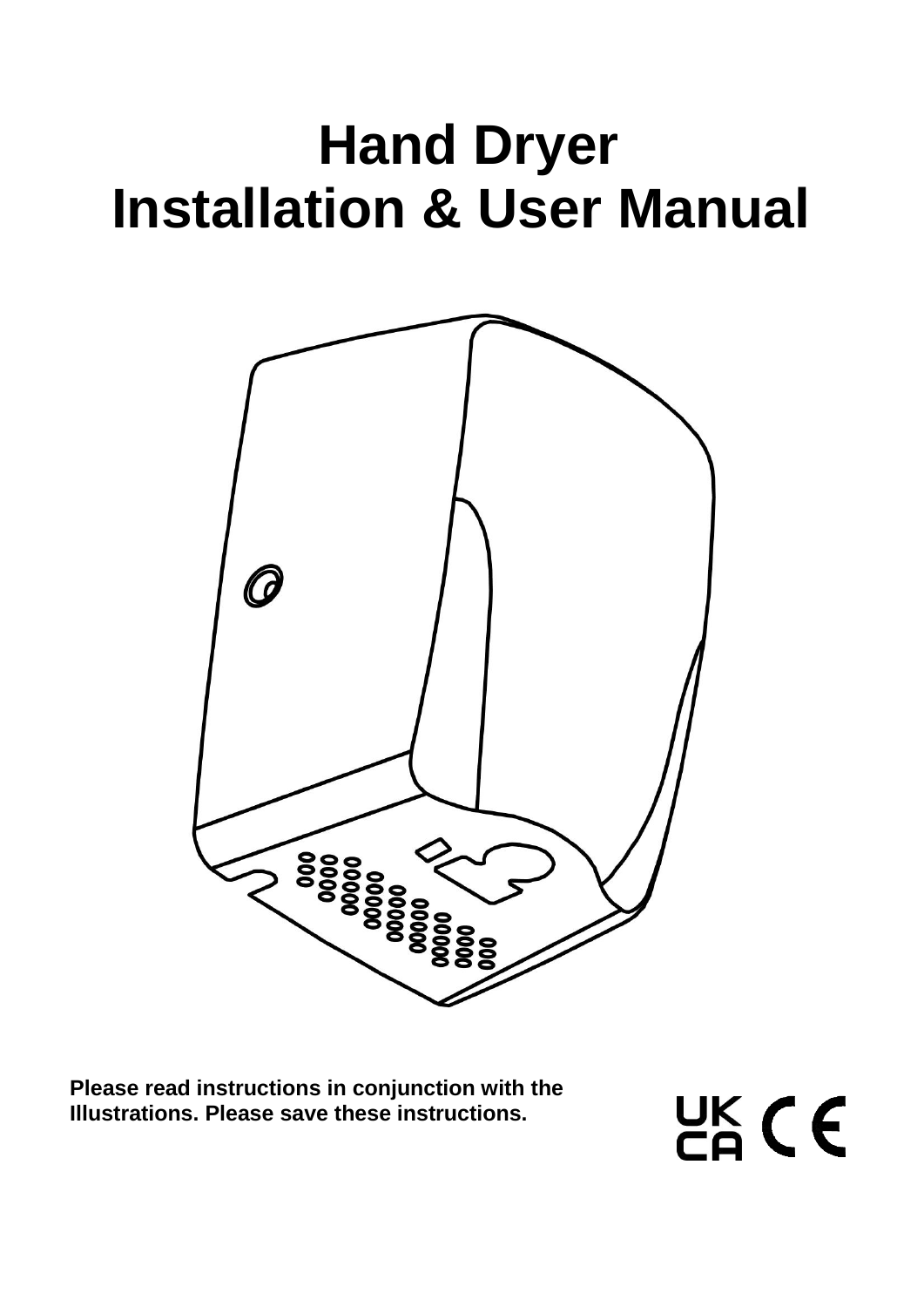# Hand Dryer
# Installation & User Manual

**Please read instructions in conjunction with the Illustrations. Please save these instructions.**

UK CA CE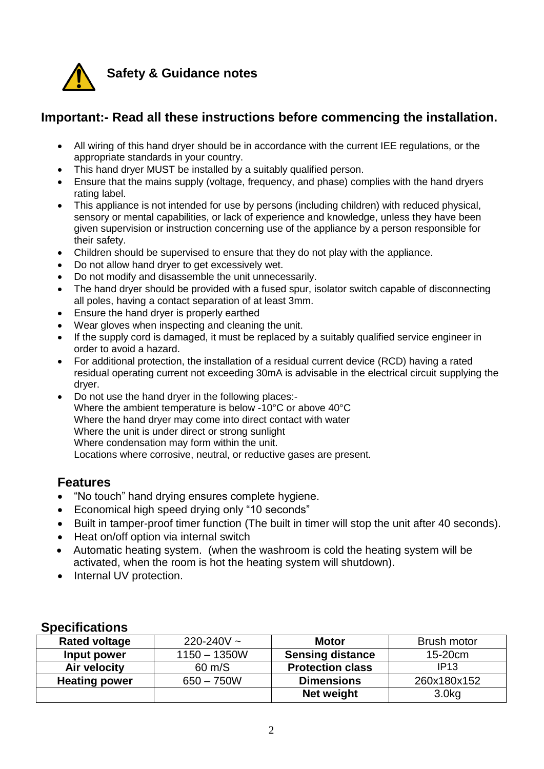## Safety & Guidance notes

### Important:- Read all these instructions before commencing the installation.

- All wiring of this hand dryer should be in accordance with the current IEE regulations, or the appropriate standards in your country.
- This hand dryer MUST be installed by a suitably qualified person.
- Ensure that the mains supply (voltage, frequency, and phase) complies with the hand dryers rating label.
- This appliance is not intended for use by persons (including children) with reduced physical, sensory or mental capabilities, or lack of experience and knowledge, unless they have been given supervision or instruction concerning use of the appliance by a person responsible for their safety.
- Children should be supervised to ensure that they do not play with the appliance.
- Do not allow hand dryer to get excessively wet.
- Do not modify and disassemble the unit unnecessarily.
- The hand dryer should be provided with a fused spur, isolator switch capable of disconnecting all poles, having a contact separation of at least 3mm.
- Ensure the hand dryer is properly earthed
- Wear gloves when inspecting and cleaning the unit.
- If the supply cord is damaged, it must be replaced by a suitably qualified service engineer in order to avoid a hazard.
- For additional protection, the installation of a residual current device (RCD) having a rated residual operating current not exceeding 30mA is advisable in the electrical circuit supplying the dryer.
- Do not use the hand dryer in the following places:-
  Where the ambient temperature is below -10°C or above 40°C
  Where the hand dryer may come into direct contact with water
  Where the unit is under direct or strong sunlight
  Where condensation may form within the unit.
  Locations where corrosive, neutral, or reductive gases are present.

### Features

- "No touch" hand drying ensures complete hygiene.
- Economical high speed drying only "10 seconds"
- Built in tamper-proof timer function (The built in timer will stop the unit after 40 seconds).
- Heat on/off option via internal switch
- Automatic heating system. (when the washroom is cold the heating system will be activated, when the room is hot the heating system will shutdown).
- Internal UV protection.

### Specifications

| **Rated voltage** | 220-240V ~ | **Motor** | Brush motor |
|---|---|---|---|
| **Input power** | 1150 – 1350W | **Sensing distance** | 15-20cm |
| **Air velocity** | 60 m/S | **Protection class** | IP13 |
| **Heating power** | 650 – 750W | **Dimensions** | 260x180x152 |
| | | **Net weight** | 3.0kg |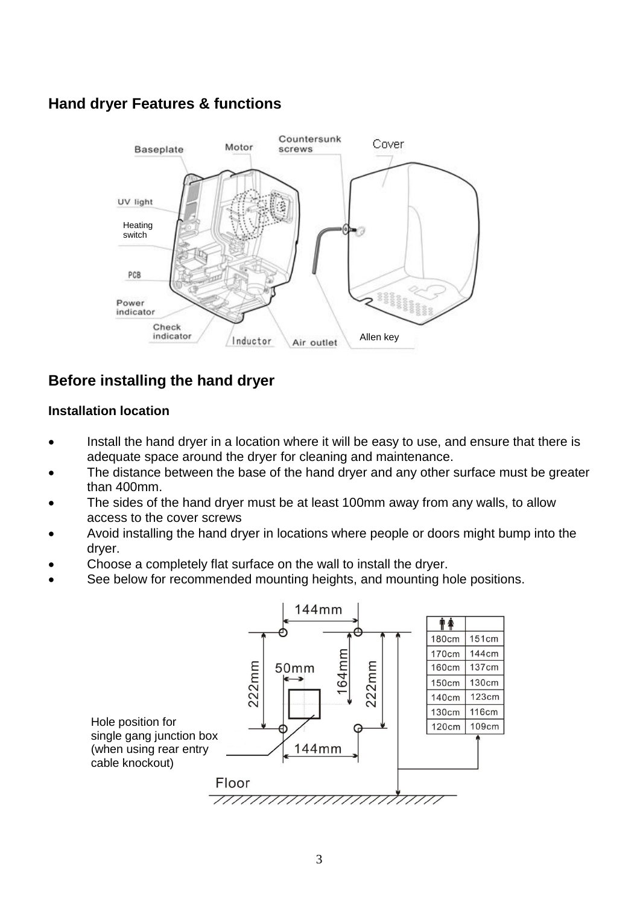## Hand dryer Features & functions

Baseplate
Motor
Countersunk screws
Cover
UV light
Heating switch
PCB
Power indicator
Check indicator
Inductor
Air outlet
Allen key

## Before installing the hand dryer

### Installation location

- Install the hand dryer in a location where it will be easy to use, and ensure that there is adequate space around the dryer for cleaning and maintenance.
- The distance between the base of the hand dryer and any other surface must be greater than 400mm.
- The sides of the hand dryer must be at least 100mm away from any walls, to allow access to the cover screws
- Avoid installing the hand dryer in locations where people or doors might bump into the dryer.
- Choose a completely flat surface on the wall to install the dryer.
- See below for recommended mounting heights, and mounting hole positions.

144mm
222mm
50mm
164mm
222mm
144mm

Hole position for single gang junction box (when using rear entry cable knockout)

Floor

| 🚹🚺 | |
|---|---|
| 180cm | 151cm |
| 170cm | 144cm |
| 160cm | 137cm |
| 150cm | 130cm |
| 140cm | 123cm |
| 130cm | 116cm |
| 120cm | 109cm |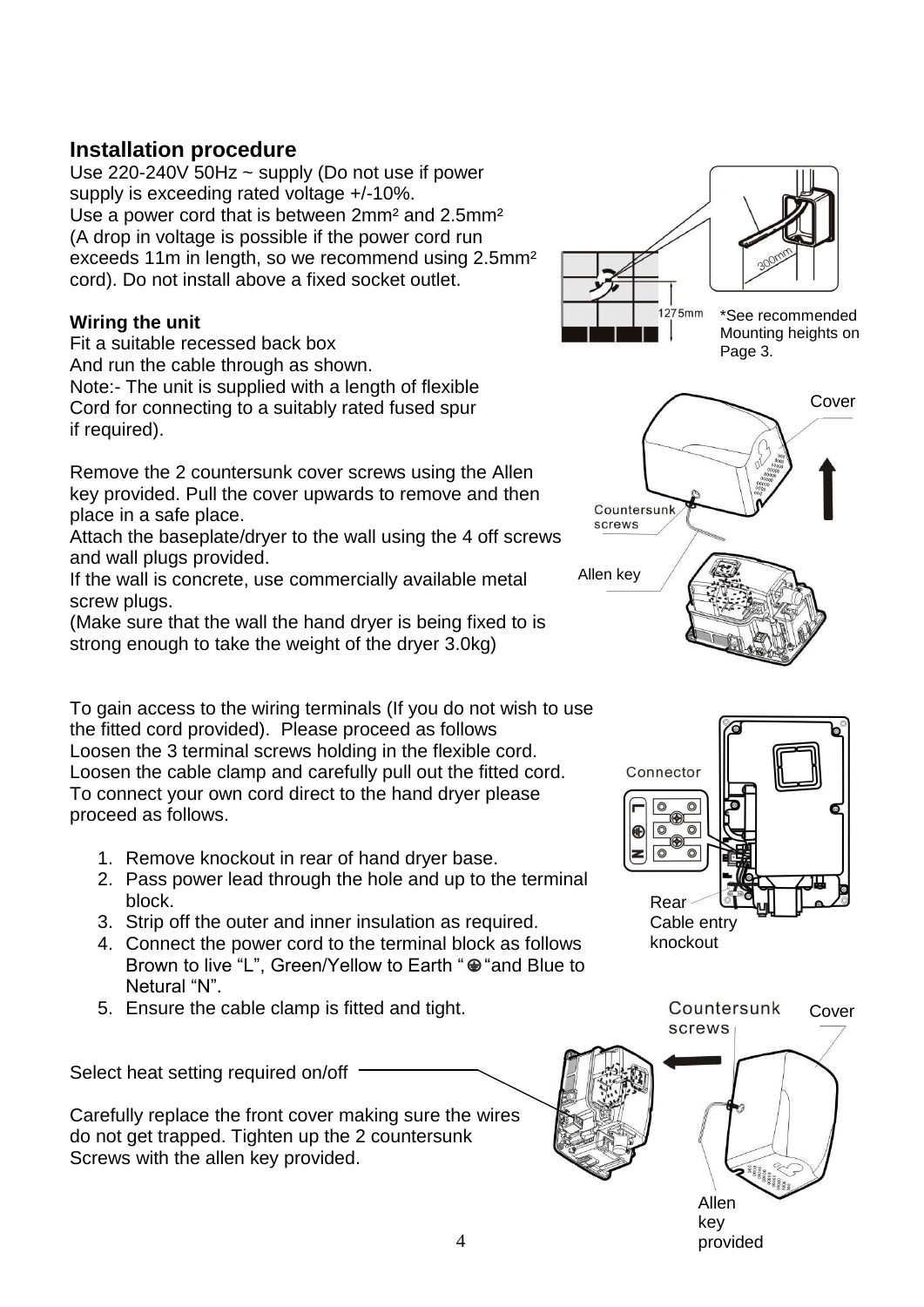## Installation procedure

Use 220-240V 50Hz ~ supply (Do not use if power supply is exceeding rated voltage +/-10%.
Use a power cord that is between 2mm² and 2.5mm² (A drop in voltage is possible if the power cord run exceeds 11m in length, so we recommend using 2.5mm² cord). Do not install above a fixed socket outlet.

*See recommended Mounting heights on Page 3.

**Wiring the unit**

Fit a suitable recessed back box
And run the cable through as shown.
Note:- The unit is supplied with a length of flexible Cord for connecting to a suitably rated fused spur if required).

Remove the 2 countersunk cover screws using the Allen key provided. Pull the cover upwards to remove and then place in a safe place.
Attach the baseplate/dryer to the wall using the 4 off screws and wall plugs provided.
If the wall is concrete, use commercially available metal screw plugs.
(Make sure that the wall the hand dryer is being fixed to is strong enough to take the weight of the dryer 3.0kg)

To gain access to the wiring terminals (If you do not wish to use the fitted cord provided). Please proceed as follows
Loosen the 3 terminal screws holding in the flexible cord.
Loosen the cable clamp and carefully pull out the fitted cord.
To connect your own cord direct to the hand dryer please proceed as follows.

1. Remove knockout in rear of hand dryer base.
2. Pass power lead through the hole and up to the terminal block.
3. Strip off the outer and inner insulation as required.
4. Connect the power cord to the terminal block as follows Brown to live "L", Green/Yellow to Earth "⊕" and Blue to Netural "N".
5. Ensure the cable clamp is fitted and tight.

Select heat setting required on/off

Carefully replace the front cover making sure the wires do not get trapped. Tighten up the 2 countersunk Screws with the allen key provided.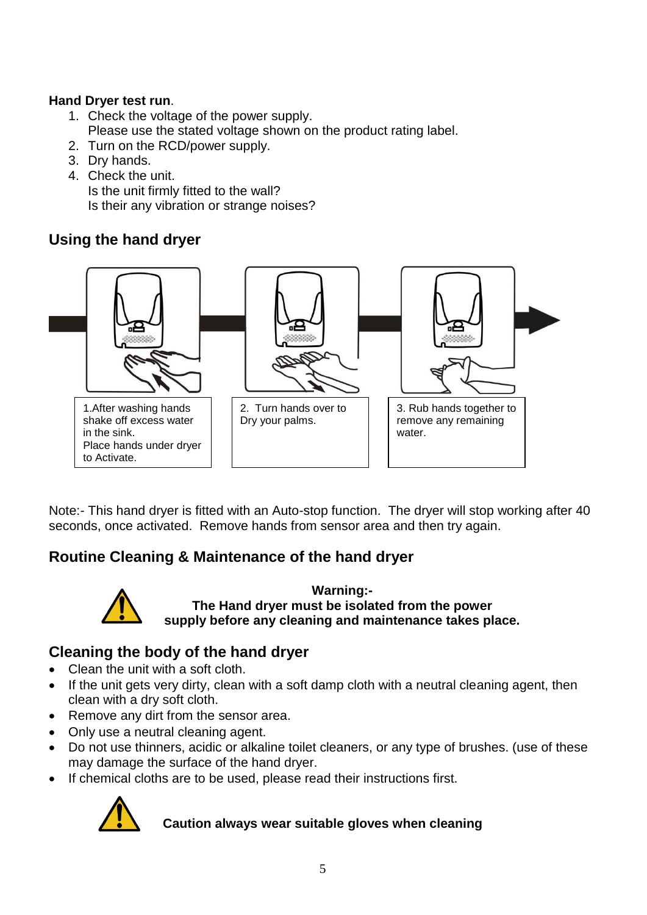**Hand Dryer test run**.

1. Check the voltage of the power supply.
   Please use the stated voltage shown on the product rating label.
2. Turn on the RCD/power supply.
3. Dry hands.
4. Check the unit.
   Is the unit firmly fitted to the wall?
   Is their any vibration or strange noises?

## Using the hand dryer

1.After washing hands shake off excess water in the sink.
Place hands under dryer to Activate.

2. Turn hands over to Dry your palms.

3. Rub hands together to remove any remaining water.

Note:- This hand dryer is fitted with an Auto-stop function. The dryer will stop working after 40 seconds, once activated. Remove hands from sensor area and then try again.

## Routine Cleaning & Maintenance of the hand dryer

**Warning:-**
**The Hand dryer must be isolated from the power supply before any cleaning and maintenance takes place.**

## Cleaning the body of the hand dryer

- Clean the unit with a soft cloth.
- If the unit gets very dirty, clean with a soft damp cloth with a neutral cleaning agent, then clean with a dry soft cloth.
- Remove any dirt from the sensor area.
- Only use a neutral cleaning agent.
- Do not use thinners, acidic or alkaline toilet cleaners, or any type of brushes. (use of these may damage the surface of the hand dryer.
- If chemical cloths are to be used, please read their instructions first.

**Caution always wear suitable gloves when cleaning**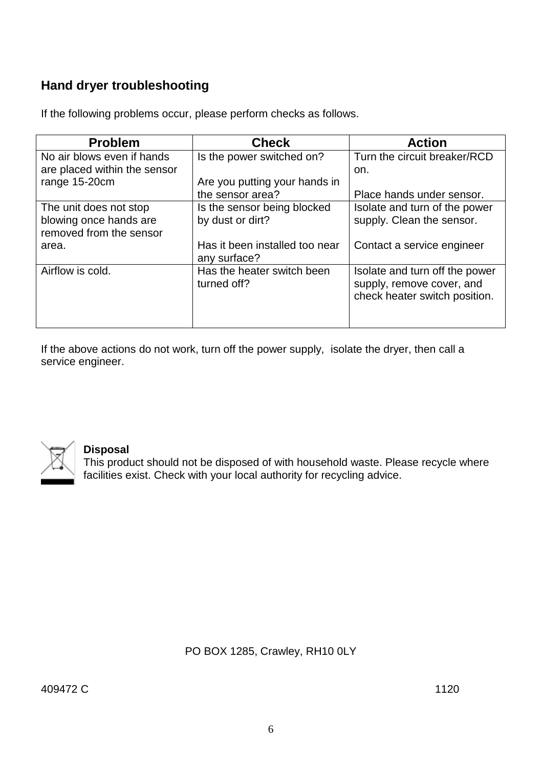## Hand dryer troubleshooting

If the following problems occur, please perform checks as follows.

| Problem | Check | Action |
|---|---|---|
| No air blows even if hands are placed within the sensor range 15-20cm | Is the power switched on?<br><br>Are you putting your hands in the sensor area? | Turn the circuit breaker/RCD on.<br><br>Place hands under sensor. |
| The unit does not stop blowing once hands are removed from the sensor area. | Is the sensor being blocked by dust or dirt?<br><br>Has it been installed too near any surface? | Isolate and turn of the power supply. Clean the sensor.<br><br>Contact a service engineer |
| Airflow is cold. | Has the heater switch been turned off? | Isolate and turn off the power supply, remove cover, and check heater switch position. |

If the above actions do not work, turn off the power supply, isolate the dryer, then call a service engineer.

**Disposal**
This product should not be disposed of with household waste. Please recycle where facilities exist. Check with your local authority for recycling advice.

PO BOX 1285, Crawley, RH10 0LY

409472 C 1120